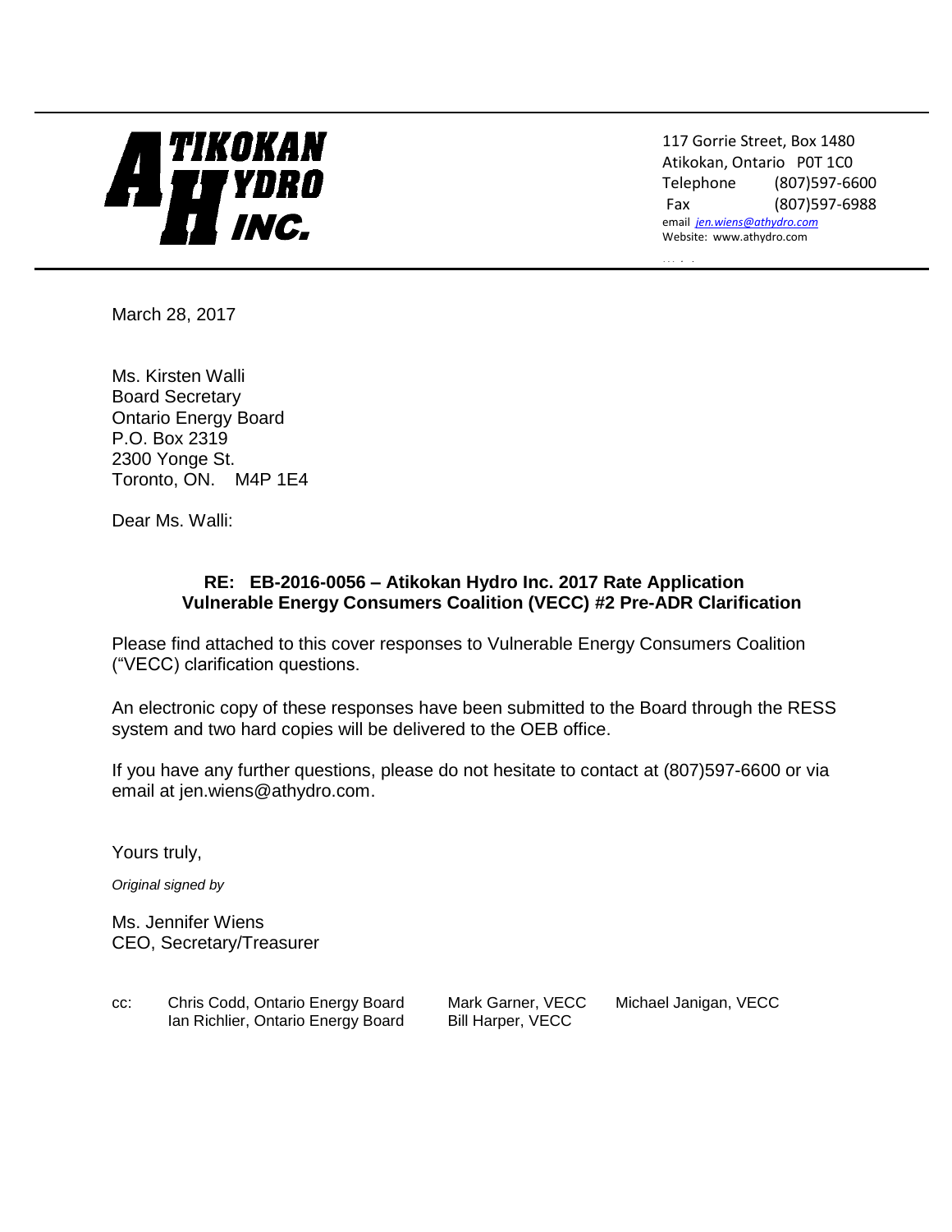**ATIKOKAN HYDRO INC.**

117 Gorrie Street, Box 1480
Atikokan, Ontario P0T 1C0
Telephone (807)597-6600
Fax (807)597-6988
email jen.wiens@athydro.com
Website: www.athydro.com

March 28, 2017

Ms. Kirsten Walli
Board Secretary
Ontario Energy Board
P.O. Box 2319
2300 Yonge St.
Toronto, ON. M4P 1E4

Dear Ms. Walli:

**RE: EB-2016-0056 – Atikokan Hydro Inc. 2017 Rate Application**
**Vulnerable Energy Consumers Coalition (VECC) #2 Pre-ADR Clarification**

Please find attached to this cover responses to Vulnerable Energy Consumers Coalition ("VECC) clarification questions.

An electronic copy of these responses have been submitted to the Board through the RESS system and two hard copies will be delivered to the OEB office.

If you have any further questions, please do not hesitate to contact at (807)597-6600 or via email at jen.wiens@athydro.com.

Yours truly,

*Original signed by*

Ms. Jennifer Wiens
CEO, Secretary/Treasurer

cc: Chris Codd, Ontario Energy Board
Ian Richlier, Ontario Energy Board
Mark Garner, VECC
Bill Harper, VECC
Michael Janigan, VECC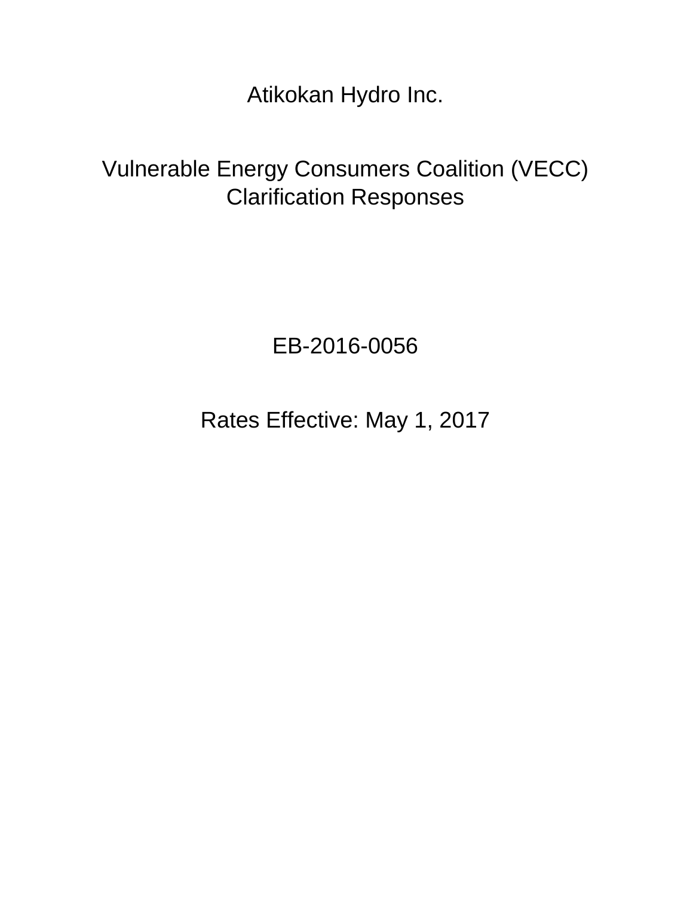# Atikokan Hydro Inc.

## Vulnerable Energy Consumers Coalition (VECC) Clarification Responses

EB-2016-0056

Rates Effective: May 1, 2017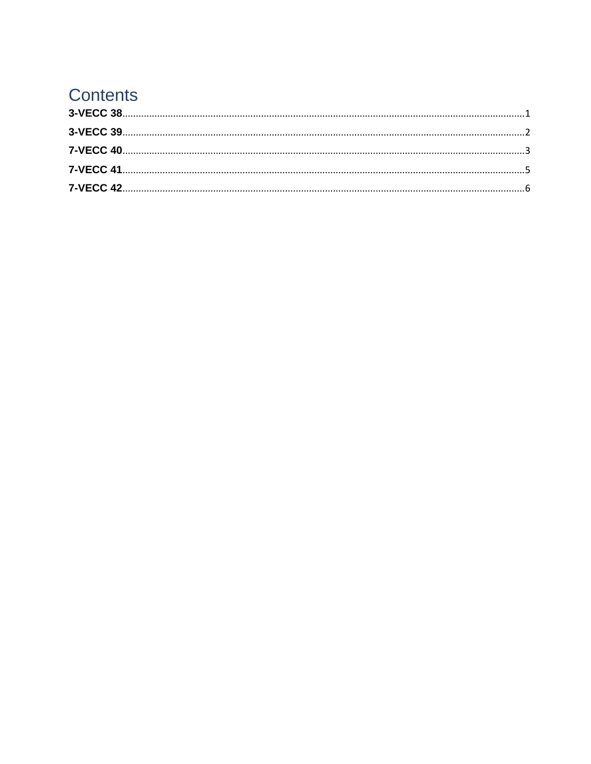# Contents

- **3-VECC 38** ........................................................................ 1
- **3-VECC 39** ........................................................................ 2
- **7-VECC 40** ........................................................................ 3
- **7-VECC 41** ........................................................................ 5
- **7-VECC 42** ........................................................................ 6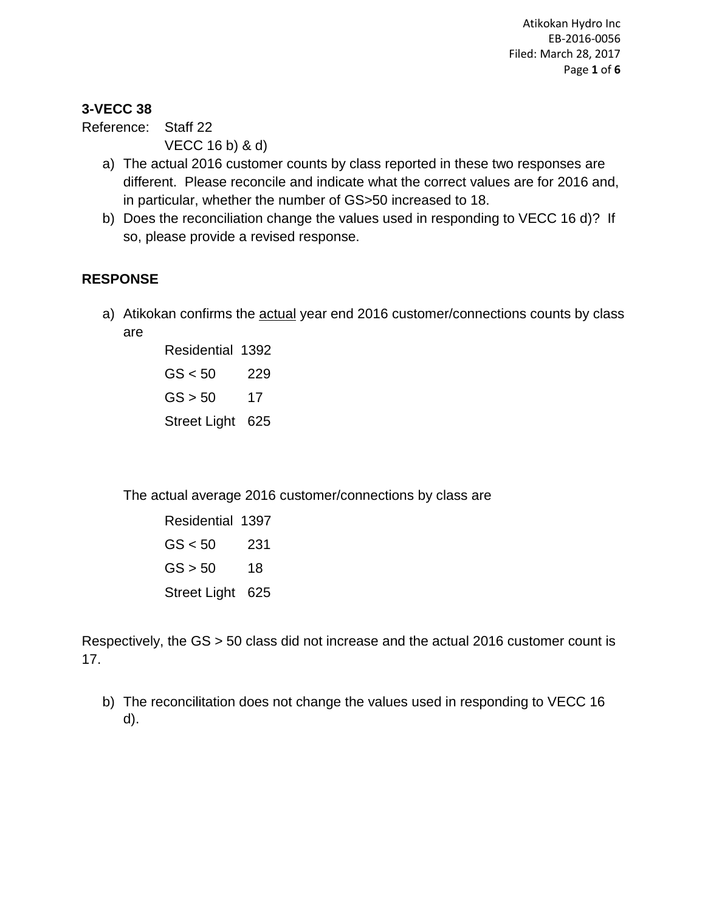**3-VECC 38**

Reference: Staff 22
VECC 16 b) & d)

a) The actual 2016 customer counts by class reported in these two responses are different. Please reconcile and indicate what the correct values are for 2016 and, in particular, whether the number of GS>50 increased to 18.

b) Does the reconciliation change the values used in responding to VECC 16 d)? If so, please provide a revised response.

**RESPONSE**

a) Atikokan confirms the <u>actual</u> year end 2016 customer/connections counts by class are

| | |
|---|---|
| Residential | 1392 |
| GS < 50 | 229 |
| GS > 50 | 17 |
| Street Light | 625 |

The actual average 2016 customer/connections by class are

| | |
|---|---|
| Residential | 1397 |
| GS < 50 | 231 |
| GS > 50 | 18 |
| Street Light | 625 |

Respectively, the GS > 50 class did not increase and the actual 2016 customer count is 17.

b) The reconcilitation does not change the values used in responding to VECC 16 d).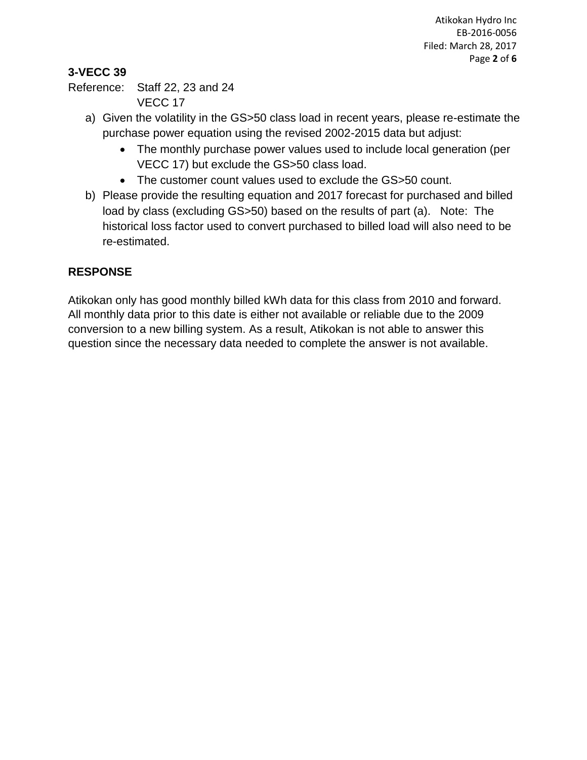**3-VECC 39**

Reference: Staff 22, 23 and 24
VECC 17

a) Given the volatility in the GS>50 class load in recent years, please re-estimate the purchase power equation using the revised 2002-2015 data but adjust:
   - The monthly purchase power values used to include local generation (per VECC 17) but exclude the GS>50 class load.
   - The customer count values used to exclude the GS>50 count.

b) Please provide the resulting equation and 2017 forecast for purchased and billed load by class (excluding GS>50) based on the results of part (a). Note: The historical loss factor used to convert purchased to billed load will also need to be re-estimated.

**RESPONSE**

Atikokan only has good monthly billed kWh data for this class from 2010 and forward. All monthly data prior to this date is either not available or reliable due to the 2009 conversion to a new billing system. As a result, Atikokan is not able to answer this question since the necessary data needed to complete the answer is not available.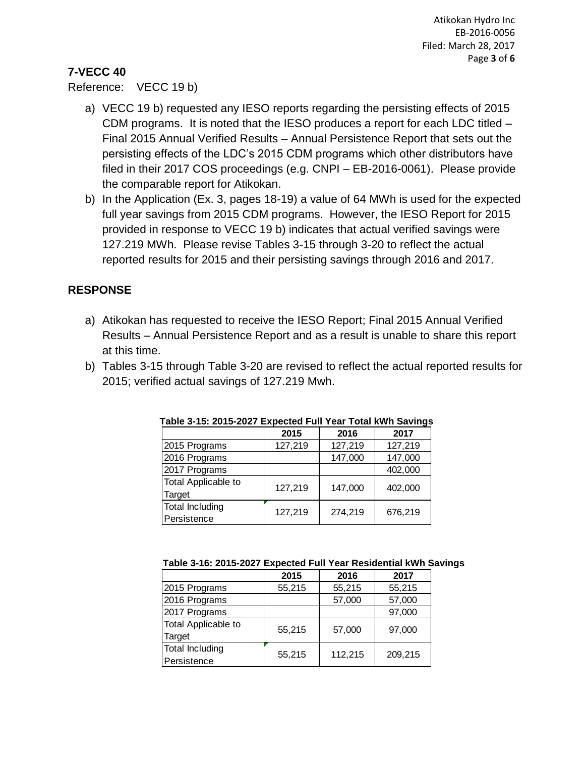## 7-VECC 40

Reference: VECC 19 b)

a) VECC 19 b) requested any IESO reports regarding the persisting effects of 2015 CDM programs. It is noted that the IESO produces a report for each LDC titled – Final 2015 Annual Verified Results – Annual Persistence Report that sets out the persisting effects of the LDC's 2015 CDM programs which other distributors have filed in their 2017 COS proceedings (e.g. CNPI – EB-2016-0061). Please provide the comparable report for Atikokan.

b) In the Application (Ex. 3, pages 18-19) a value of 64 MWh is used for the expected full year savings from 2015 CDM programs. However, the IESO Report for 2015 provided in response to VECC 19 b) indicates that actual verified savings were 127.219 MWh. Please revise Tables 3-15 through 3-20 to reflect the actual reported results for 2015 and their persisting savings through 2016 and 2017.

## RESPONSE

a) Atikokan has requested to receive the IESO Report; Final 2015 Annual Verified Results – Annual Persistence Report and as a result is unable to share this report at this time.

b) Tables 3-15 through Table 3-20 are revised to reflect the actual reported results for 2015; verified actual savings of 127.219 Mwh.

**Table 3-15: 2015-2027 Expected Full Year Total kWh Savings**

| | 2015 | 2016 | 2017 |
|---|---|---|---|
| 2015 Programs | 127,219 | 127,219 | 127,219 |
| 2016 Programs | | 147,000 | 147,000 |
| 2017 Programs | | | 402,000 |
| Total Applicable to Target | 127,219 | 147,000 | 402,000 |
| Total Including Persistence | 127,219 | 274,219 | 676,219 |

**Table 3-16: 2015-2027 Expected Full Year Residential kWh Savings**

| | 2015 | 2016 | 2017 |
|---|---|---|---|
| 2015 Programs | 55,215 | 55,215 | 55,215 |
| 2016 Programs | | 57,000 | 57,000 |
| 2017 Programs | | | 97,000 |
| Total Applicable to Target | 55,215 | 57,000 | 97,000 |
| Total Including Persistence | 55,215 | 112,215 | 209,215 |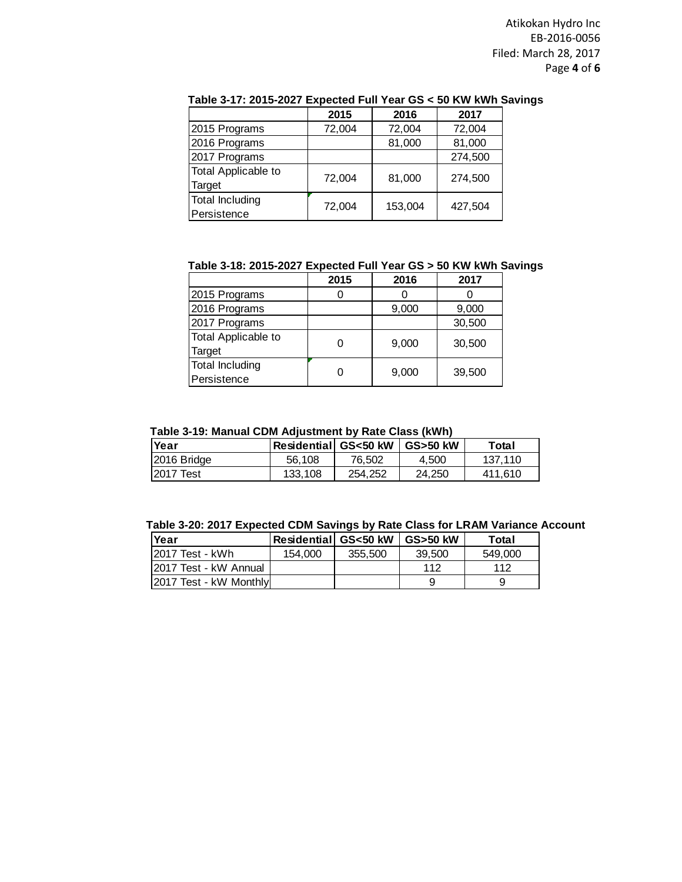**Table 3-17: 2015-2027 Expected Full Year GS < 50 KW kWh Savings**

| | 2015 | 2016 | 2017 |
|---|---|---|---|
| 2015 Programs | 72,004 | 72,004 | 72,004 |
| 2016 Programs | | 81,000 | 81,000 |
| 2017 Programs | | | 274,500 |
| Total Applicable to Target | 72,004 | 81,000 | 274,500 |
| Total Including Persistence | 72,004 | 153,004 | 427,504 |

**Table 3-18: 2015-2027 Expected Full Year GS > 50 KW kWh Savings**

| | 2015 | 2016 | 2017 |
|---|---|---|---|
| 2015 Programs | 0 | 0 | 0 |
| 2016 Programs | | 9,000 | 9,000 |
| 2017 Programs | | | 30,500 |
| Total Applicable to Target | 0 | 9,000 | 30,500 |
| Total Including Persistence | 0 | 9,000 | 39,500 |

**Table 3-19: Manual CDM Adjustment by Rate Class (kWh)**

| Year | Residential | GS<50 kW | GS>50 kW | Total |
|---|---|---|---|---|
| 2016 Bridge | 56,108 | 76,502 | 4,500 | 137,110 |
| 2017 Test | 133,108 | 254,252 | 24,250 | 411,610 |

**Table 3-20: 2017 Expected CDM Savings by Rate Class for LRAM Variance Account**

| Year | Residential | GS<50 kW | GS>50 kW | Total |
|---|---|---|---|---|
| 2017 Test - kWh | 154,000 | 355,500 | 39,500 | 549,000 |
| 2017 Test - kW Annual | | | 112 | 112 |
| 2017 Test - kW Monthly | | | 9 | 9 |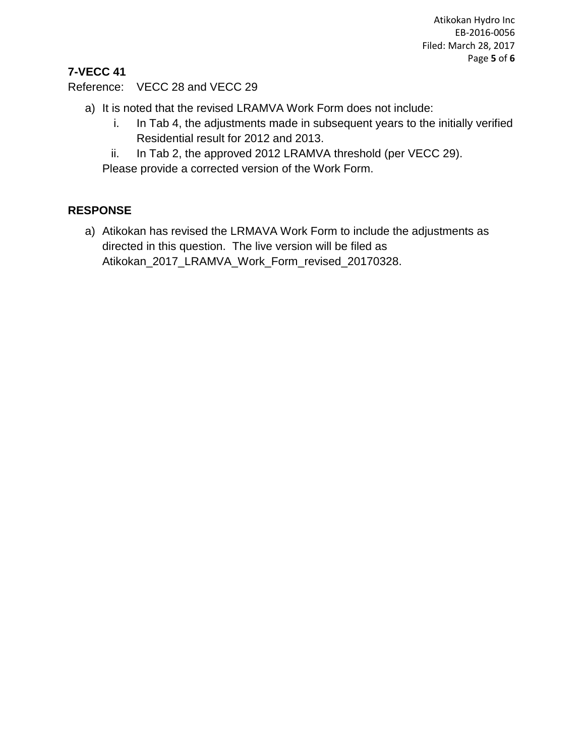## 7-VECC 41

Reference: VECC 28 and VECC 29

a) It is noted that the revised LRAMVA Work Form does not include:
   i. In Tab 4, the adjustments made in subsequent years to the initially verified Residential result for 2012 and 2013.
   ii. In Tab 2, the approved 2012 LRAMVA threshold (per VECC 29).

   Please provide a corrected version of the Work Form.

## RESPONSE

a) Atikokan has revised the LRMAVA Work Form to include the adjustments as directed in this question. The live version will be filed as Atikokan_2017_LRAMVA_Work_Form_revised_20170328.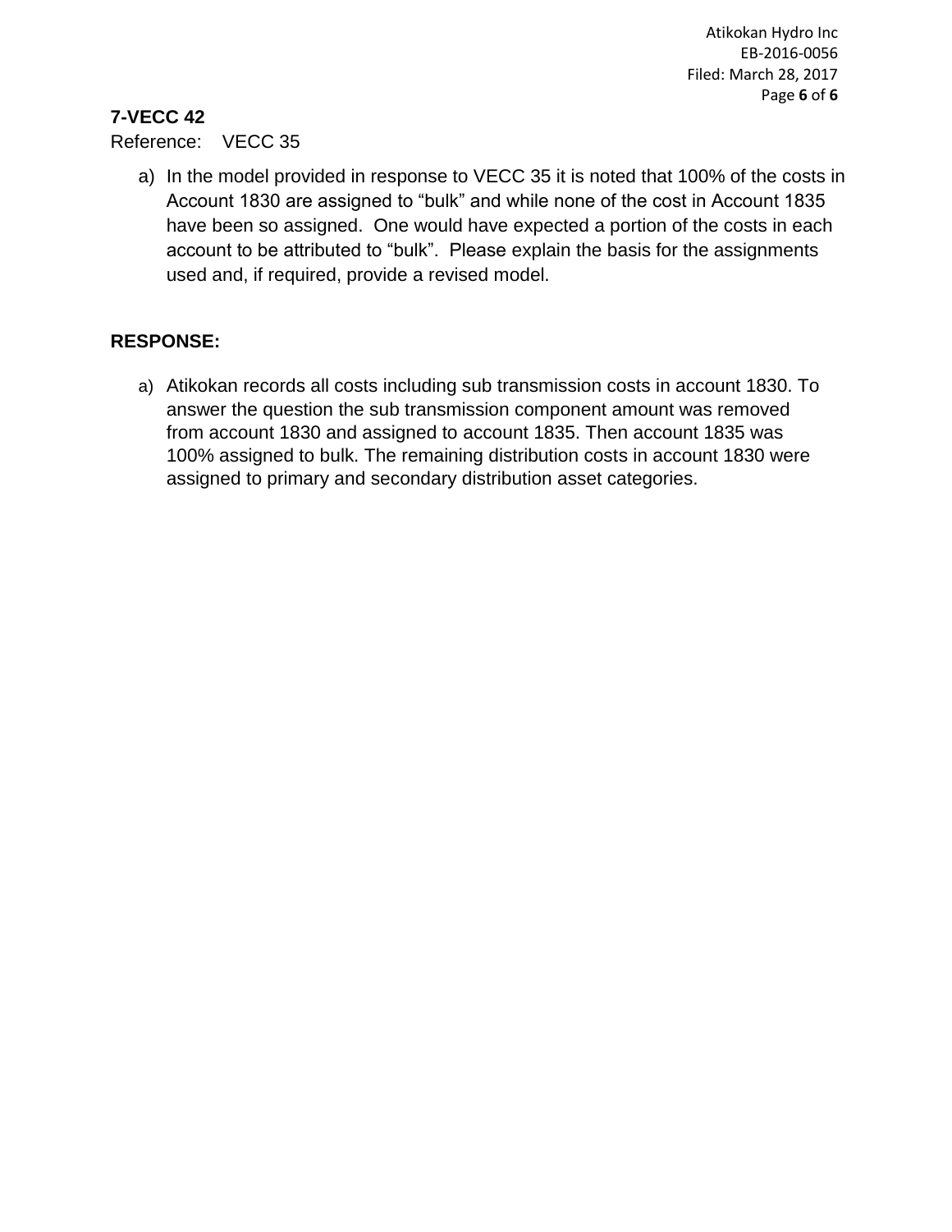**7-VECC 42**

Reference: VECC 35

a) In the model provided in response to VECC 35 it is noted that 100% of the costs in Account 1830 are assigned to “bulk” and while none of the cost in Account 1835 have been so assigned. One would have expected a portion of the costs in each account to be attributed to “bulk”. Please explain the basis for the assignments used and, if required, provide a revised model.

**RESPONSE:**

a) Atikokan records all costs including sub transmission costs in account 1830. To answer the question the sub transmission component amount was removed from account 1830 and assigned to account 1835. Then account 1835 was 100% assigned to bulk. The remaining distribution costs in account 1830 were assigned to primary and secondary distribution asset categories.